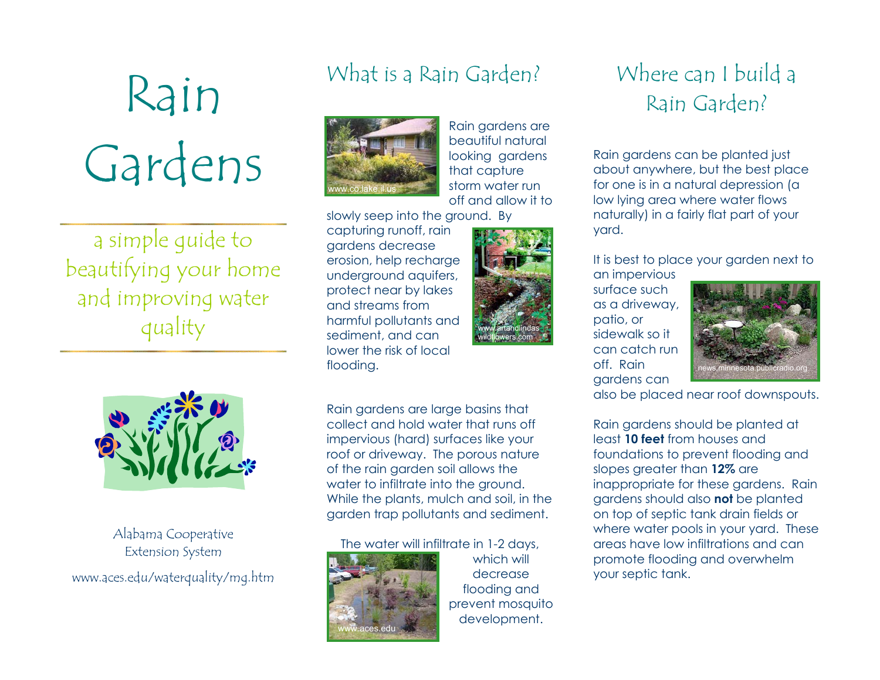# Rain Gardens

a simple guide to beautifying your home and improving water quality

Alabama Cooperative Extension System

www.aces.edu/waterquality/mg.htm

## What is a Rain Garden?

Rain gardens are beautiful natural looking gardens that capture storm water run off and allow it to slowly seep into the ground. By capturing runoff, rain gardens decrease erosion, help recharge underground aquifers, protect near by lakes and streams from harmful pollutants and sediment, and can lower the risk of local flooding.

www.co.lake.il.us

www.artandlindas wildflowers.com

Rain gardens are large basins that collect and hold water that runs off impervious (hard) surfaces like your roof or driveway. The porous nature of the rain garden soil allows the water to infiltrate into the ground. While the plants, mulch and soil, in the garden trap pollutants and sediment.

The water will infiltrate in 1-2 days, which will decrease flooding and prevent mosquito development.

www.aces.edu

## Where can I build a Rain Garden?

Rain gardens can be planted just about anywhere, but the best place for one is in a natural depression (a low lying area where water flows naturally) in a fairly flat part of your yard.

It is best to place your garden next to an impervious surface such as a driveway, patio, or sidewalk so it can catch run off. Rain gardens can also be placed near roof downspouts.

news.minnesota.publicradio.org

Rain gardens should be planted at least **10 feet** from houses and foundations to prevent flooding and slopes greater than **12%** are inappropriate for these gardens. Rain gardens should also **not** be planted on top of septic tank drain fields or where water pools in your yard. These areas have low infiltrations and can promote flooding and overwhelm your septic tank.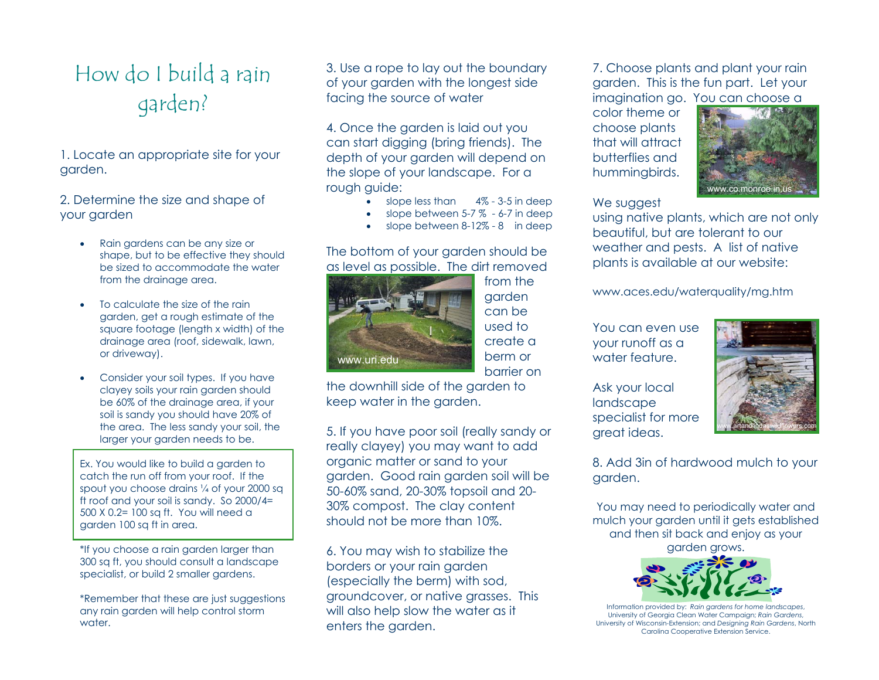# How do I build a rain garden?

1. Locate an appropriate site for your garden.

2. Determine the size and shape of your garden

- Rain gardens can be any size or shape, but to be effective they should be sized to accommodate the water from the drainage area.
- To calculate the size of the rain garden, get a rough estimate of the square footage (length x width) of the drainage area (roof, sidewalk, lawn, or driveway).
- Consider your soil types. If you have clayey soils your rain garden should be 60% of the drainage area, if your soil is sandy you should have 20% of the area. The less sandy your soil, the larger your garden needs to be.

Ex. You would like to build a garden to catch the run off from your roof. If the spout you choose drains ¼ of your 2000 sq ft roof and your soil is sandy. So 2000/4= 500 X 0.2= 100 sq ft. You will need a garden 100 sq ft in area.

*If you choose a rain garden larger than 300 sq ft, you should consult a landscape specialist, or build 2 smaller gardens.

*Remember that these are just suggestions any rain garden will help control storm water.

3. Use a rope to lay out the boundary of your garden with the longest side facing the source of water

4. Once the garden is laid out you can start digging (bring friends). The depth of your garden will depend on the slope of your landscape. For a rough guide:

- slope less than 4% - 3-5 in deep
- slope between 5-7 % - 6-7 in deep
- slope between 8-12% - 8 in deep

The bottom of your garden should be as level as possible. The dirt removed from the garden can be used to create a berm or barrier on the downhill side of the garden to keep water in the garden.

www.uri.edu

5. If you have poor soil (really sandy or really clayey) you may want to add organic matter or sand to your garden. Good rain garden soil will be 50-60% sand, 20-30% topsoil and 20-30% compost. The clay content should not be more than 10%.

6. You may wish to stabilize the borders or your rain garden (especially the berm) with sod, groundcover, or native grasses. This will also help slow the water as it enters the garden.

7. Choose plants and plant your rain garden. This is the fun part. Let your imagination go. You can choose a color theme or choose plants that will attract butterflies and hummingbirds.

www.co.monroe.in.us

We suggest using native plants, which are not only beautiful, but are tolerant to our weather and pests. A list of native plants is available at our website:

www.aces.edu/waterquality/mg.htm

You can even use your runoff as a water feature.

Ask your local landscape specialist for more great ideas.

www.artandlindaswildflowers.com

8. Add 3in of hardwood mulch to your garden.

You may need to periodically water and mulch your garden until it gets established and then sit back and enjoy as your garden grows.

Information provided by: *Rain gardens for home landscapes*, University of Georgia Clean Water Campaign; *Rain Gardens*, University of Wisconsin-Extension; and *Designing Rain Gardens*, North Carolina Cooperative Extension Service.